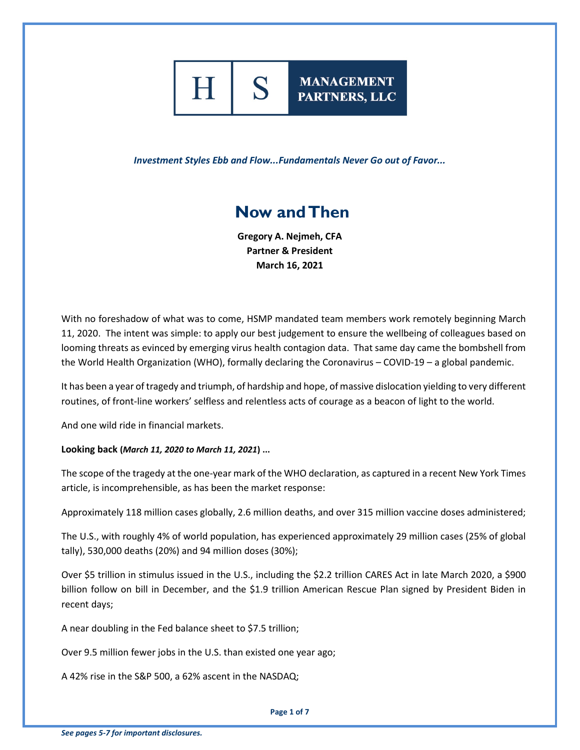**H | S MANAGEMENT PARTNERS, LLC**

*Investment Styles Ebb and Flow...Fundamentals Never Go out of Favor...*

# Now and Then

**Gregory A. Nejmeh, CFA**
**Partner & President**
**March 16, 2021**

With no foreshadow of what was to come, HSMP mandated team members work remotely beginning March 11, 2020. The intent was simple: to apply our best judgement to ensure the wellbeing of colleagues based on looming threats as evinced by emerging virus health contagion data. That same day came the bombshell from the World Health Organization (WHO), formally declaring the Coronavirus – COVID-19 – a global pandemic.

It has been a year of tragedy and triumph, of hardship and hope, of massive dislocation yielding to very different routines, of front-line workers' selfless and relentless acts of courage as a beacon of light to the world.

And one wild ride in financial markets.

**Looking back (*March 11, 2020 to March 11, 2021*) ...**

The scope of the tragedy at the one-year mark of the WHO declaration, as captured in a recent New York Times article, is incomprehensible, as has been the market response:

Approximately 118 million cases globally, 2.6 million deaths, and over 315 million vaccine doses administered;

The U.S., with roughly 4% of world population, has experienced approximately 29 million cases (25% of global tally), 530,000 deaths (20%) and 94 million doses (30%);

Over $5 trillion in stimulus issued in the U.S., including the $2.2 trillion CARES Act in late March 2020, a $900 billion follow on bill in December, and the $1.9 trillion American Rescue Plan signed by President Biden in recent days;

A near doubling in the Fed balance sheet to $7.5 trillion;

Over 9.5 million fewer jobs in the U.S. than existed one year ago;

A 42% rise in the S&P 500, a 62% ascent in the NASDAQ;

*See pages 5-7 for important disclosures.*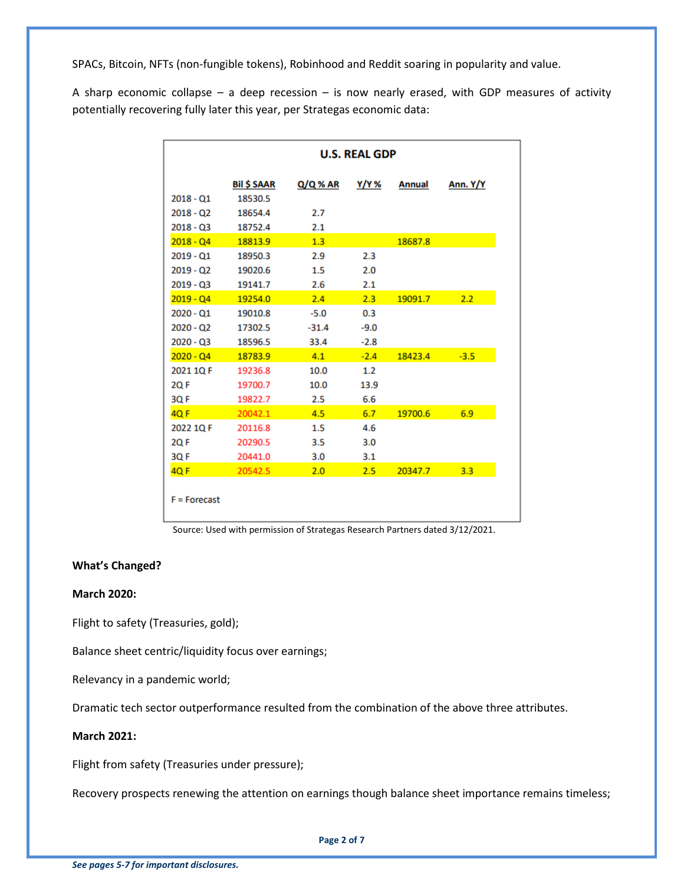SPACs, Bitcoin, NFTs (non-fungible tokens), Robinhood and Reddit soaring in popularity and value.

A sharp economic collapse – a deep recession – is now nearly erased, with GDP measures of activity potentially recovering fully later this year, per Strategas economic data:

**U.S. REAL GDP**

| | Bil $ SAAR | Q/Q % AR | Y/Y % | Annual | Ann. Y/Y |
|---|---|---|---|---|---|
| 2018 - Q1 | 18530.5 | | | | |
| 2018 - Q2 | 18654.4 | 2.7 | | | |
| 2018 - Q3 | 18752.4 | 2.1 | | | |
| 2018 - Q4 | 18813.9 | 1.3 | | 18687.8 | |
| 2019 - Q1 | 18950.3 | 2.9 | 2.3 | | |
| 2019 - Q2 | 19020.6 | 1.5 | 2.0 | | |
| 2019 - Q3 | 19141.7 | 2.6 | 2.1 | | |
| 2019 - Q4 | 19254.0 | 2.4 | 2.3 | 19091.7 | 2.2 |
| 2020 - Q1 | 19010.8 | -5.0 | 0.3 | | |
| 2020 - Q2 | 17302.5 | -31.4 | -9.0 | | |
| 2020 - Q3 | 18596.5 | 33.4 | -2.8 | | |
| 2020 - Q4 | 18783.9 | 4.1 | -2.4 | 18423.4 | -3.5 |
| 2021 1Q F | 19236.8 | 10.0 | 1.2 | | |
| 2Q F | 19700.7 | 10.0 | 13.9 | | |
| 3Q F | 19822.7 | 2.5 | 6.6 | | |
| 4Q F | 20042.1 | 4.5 | 6.7 | 19700.6 | 6.9 |
| 2022 1Q F | 20116.8 | 1.5 | 4.6 | | |
| 2Q F | 20290.5 | 3.5 | 3.0 | | |
| 3Q F | 20441.0 | 3.0 | 3.1 | | |
| 4Q F | 20542.5 | 2.0 | 2.5 | 20347.7 | 3.3 |

F = Forecast

Source: Used with permission of Strategas Research Partners dated 3/12/2021.

**What's Changed?**

**March 2020:**

Flight to safety (Treasuries, gold);

Balance sheet centric/liquidity focus over earnings;

Relevancy in a pandemic world;

Dramatic tech sector outperformance resulted from the combination of the above three attributes.

**March 2021:**

Flight from safety (Treasuries under pressure);

Recovery prospects renewing the attention on earnings though balance sheet importance remains timeless;

*See pages 5-7 for important disclosures.*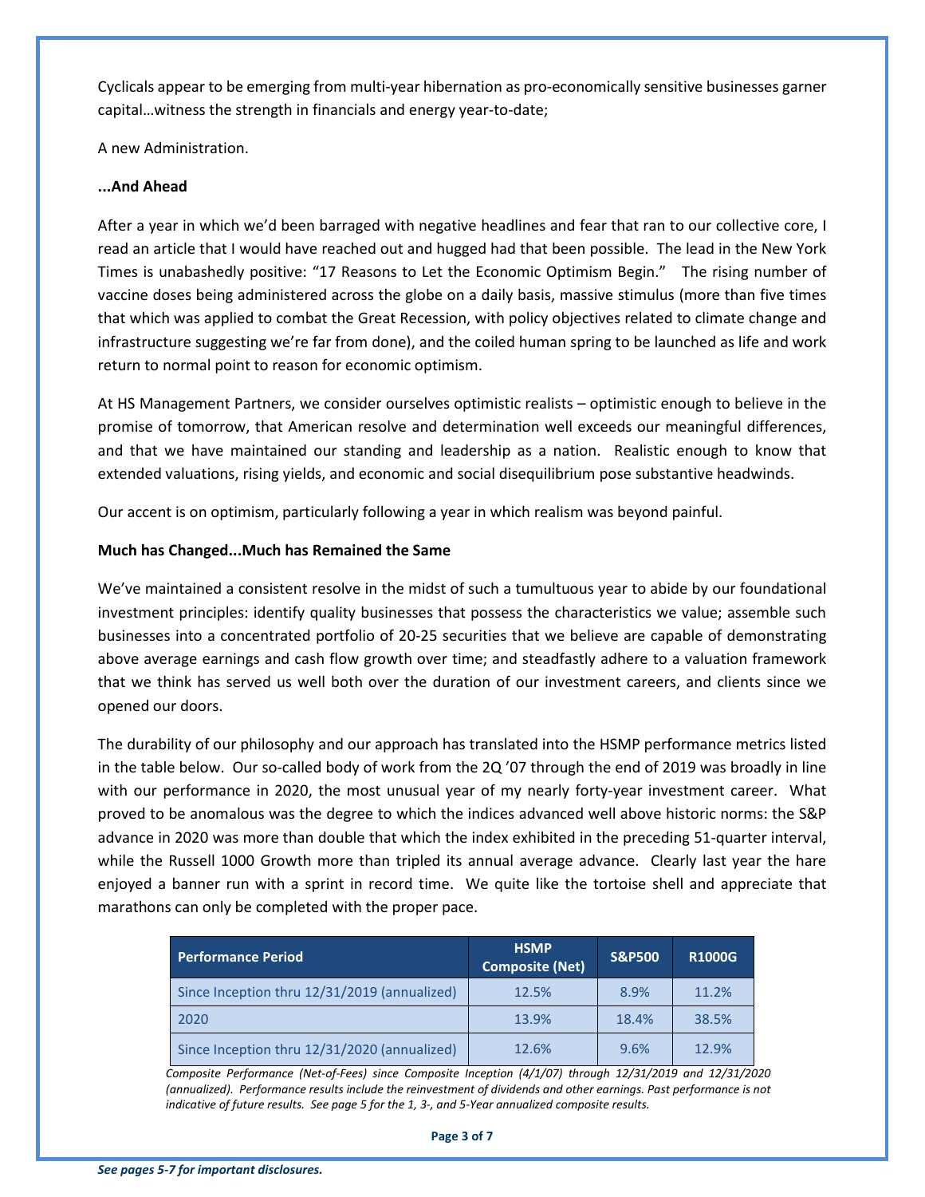Cyclicals appear to be emerging from multi-year hibernation as pro-economically sensitive businesses garner capital…witness the strength in financials and energy year-to-date;

A new Administration.

**...And Ahead**

After a year in which we'd been barraged with negative headlines and fear that ran to our collective core, I read an article that I would have reached out and hugged had that been possible. The lead in the New York Times is unabashedly positive: "17 Reasons to Let the Economic Optimism Begin." The rising number of vaccine doses being administered across the globe on a daily basis, massive stimulus (more than five times that which was applied to combat the Great Recession, with policy objectives related to climate change and infrastructure suggesting we're far from done), and the coiled human spring to be launched as life and work return to normal point to reason for economic optimism.

At HS Management Partners, we consider ourselves optimistic realists – optimistic enough to believe in the promise of tomorrow, that American resolve and determination well exceeds our meaningful differences, and that we have maintained our standing and leadership as a nation. Realistic enough to know that extended valuations, rising yields, and economic and social disequilibrium pose substantive headwinds.

Our accent is on optimism, particularly following a year in which realism was beyond painful.

**Much has Changed...Much has Remained the Same**

We've maintained a consistent resolve in the midst of such a tumultuous year to abide by our foundational investment principles: identify quality businesses that possess the characteristics we value; assemble such businesses into a concentrated portfolio of 20-25 securities that we believe are capable of demonstrating above average earnings and cash flow growth over time; and steadfastly adhere to a valuation framework that we think has served us well both over the duration of our investment careers, and clients since we opened our doors.

The durability of our philosophy and our approach has translated into the HSMP performance metrics listed in the table below. Our so-called body of work from the 2Q '07 through the end of 2019 was broadly in line with our performance in 2020, the most unusual year of my nearly forty-year investment career. What proved to be anomalous was the degree to which the indices advanced well above historic norms: the S&P advance in 2020 was more than double that which the index exhibited in the preceding 51-quarter interval, while the Russell 1000 Growth more than tripled its annual average advance. Clearly last year the hare enjoyed a banner run with a sprint in record time. We quite like the tortoise shell and appreciate that marathons can only be completed with the proper pace.

| Performance Period | HSMP Composite (Net) | S&P500 | R1000G |
|---|---|---|---|
| Since Inception thru 12/31/2019 (annualized) | 12.5% | 8.9% | 11.2% |
| 2020 | 13.9% | 18.4% | 38.5% |
| Since Inception thru 12/31/2020 (annualized) | 12.6% | 9.6% | 12.9% |

*Composite Performance (Net-of-Fees) since Composite Inception (4/1/07) through 12/31/2019 and 12/31/2020 (annualized). Performance results include the reinvestment of dividends and other earnings. Past performance is not indicative of future results. See page 5 for the 1, 3-, and 5-Year annualized composite results.*

***See pages 5-7 for important disclosures.***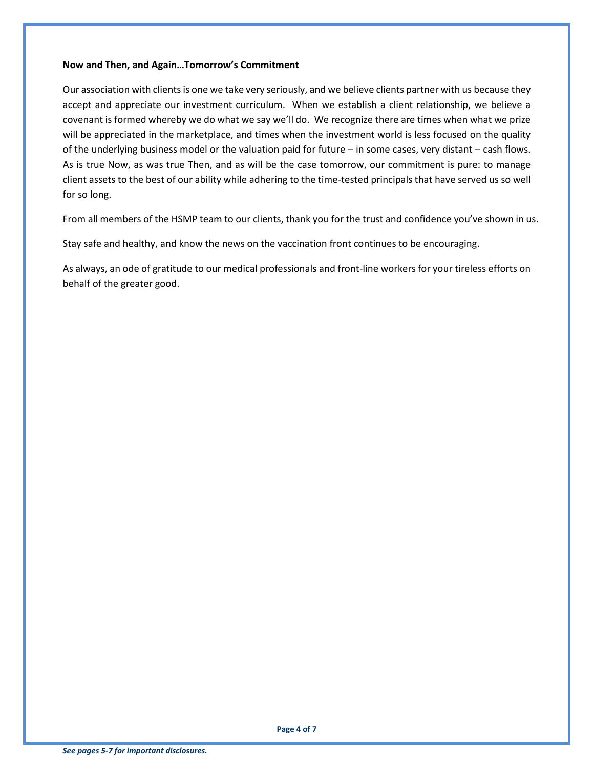**Now and Then, and Again…Tomorrow's Commitment**

Our association with clients is one we take very seriously, and we believe clients partner with us because they accept and appreciate our investment curriculum. When we establish a client relationship, we believe a covenant is formed whereby we do what we say we'll do. We recognize there are times when what we prize will be appreciated in the marketplace, and times when the investment world is less focused on the quality of the underlying business model or the valuation paid for future – in some cases, very distant – cash flows. As is true Now, as was true Then, and as will be the case tomorrow, our commitment is pure: to manage client assets to the best of our ability while adhering to the time-tested principals that have served us so well for so long.

From all members of the HSMP team to our clients, thank you for the trust and confidence you've shown in us.

Stay safe and healthy, and know the news on the vaccination front continues to be encouraging.

As always, an ode of gratitude to our medical professionals and front-line workers for your tireless efforts on behalf of the greater good.

***See pages 5-7 for important disclosures.***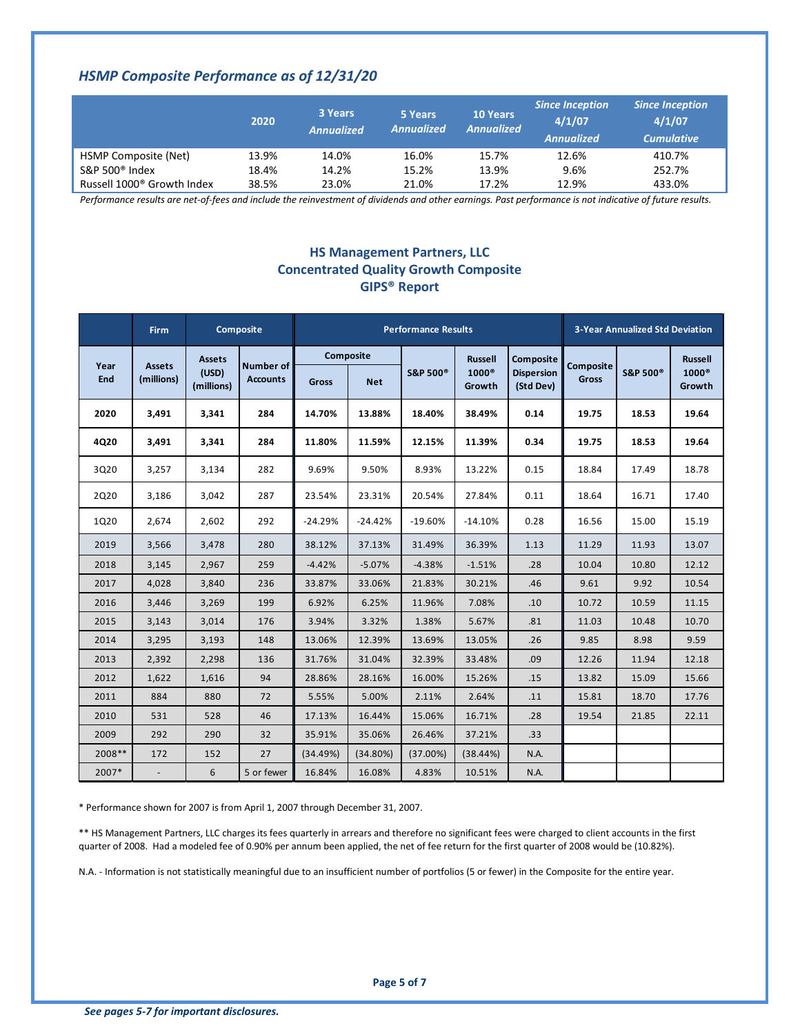## *HSMP Composite Performance as of 12/31/20*

| | 2020 | 3 Years *Annualized* | 5 Years *Annualized* | 10 Years *Annualized* | *Since Inception 4/1/07 Annualized* | *Since Inception 4/1/07 Cumulative* |
|---|---|---|---|---|---|---|
| HSMP Composite (Net) | 13.9% | 14.0% | 16.0% | 15.7% | 12.6% | 410.7% |
| S&P 500® Index | 18.4% | 14.2% | 15.2% | 13.9% | 9.6% | 252.7% |
| Russell 1000® Growth Index | 38.5% | 23.0% | 21.0% | 17.2% | 12.9% | 433.0% |

*Performance results are net-of-fees and include the reinvestment of dividends and other earnings. Past performance is not indicative of future results.*

## HS Management Partners, LLC
## Concentrated Quality Growth Composite
## GIPS® Report

| | Firm | Composite | | Performance Results | | | | | 3-Year Annualized Std Deviation | | |
|---|---|---|---|---|---|---|---|---|---|---|---|
| Year End | Assets (millions) | Assets (USD) (millions) | Number of Accounts | Composite Gross | Composite Net | S&P 500® | Russell 1000® Growth | Composite Dispersion (Std Dev) | Composite Gross | S&P 500® | Russell 1000® Growth |
| **2020** | **3,491** | **3,341** | **284** | **14.70%** | **13.88%** | **18.40%** | **38.49%** | **0.14** | **19.75** | **18.53** | **19.64** |
| **4Q20** | **3,491** | **3,341** | **284** | **11.80%** | **11.59%** | **12.15%** | **11.39%** | **0.34** | **19.75** | **18.53** | **19.64** |
| 3Q20 | 3,257 | 3,134 | 282 | 9.69% | 9.50% | 8.93% | 13.22% | 0.15 | 18.84 | 17.49 | 18.78 |
| 2Q20 | 3,186 | 3,042 | 287 | 23.54% | 23.31% | 20.54% | 27.84% | 0.11 | 18.64 | 16.71 | 17.40 |
| 1Q20 | 2,674 | 2,602 | 292 | -24.29% | -24.42% | -19.60% | -14.10% | 0.28 | 16.56 | 15.00 | 15.19 |
| 2019 | 3,566 | 3,478 | 280 | 38.12% | 37.13% | 31.49% | 36.39% | 1.13 | 11.29 | 11.93 | 13.07 |
| 2018 | 3,145 | 2,967 | 259 | -4.42% | -5.07% | -4.38% | -1.51% | .28 | 10.04 | 10.80 | 12.12 |
| 2017 | 4,028 | 3,840 | 236 | 33.87% | 33.06% | 21.83% | 30.21% | .46 | 9.61 | 9.92 | 10.54 |
| 2016 | 3,446 | 3,269 | 199 | 6.92% | 6.25% | 11.96% | 7.08% | .10 | 10.72 | 10.59 | 11.15 |
| 2015 | 3,143 | 3,014 | 176 | 3.94% | 3.32% | 1.38% | 5.67% | .81 | 11.03 | 10.48 | 10.70 |
| 2014 | 3,295 | 3,193 | 148 | 13.06% | 12.39% | 13.69% | 13.05% | .26 | 9.85 | 8.98 | 9.59 |
| 2013 | 2,392 | 2,298 | 136 | 31.76% | 31.04% | 32.39% | 33.48% | .09 | 12.26 | 11.94 | 12.18 |
| 2012 | 1,622 | 1,616 | 94 | 28.86% | 28.16% | 16.00% | 15.26% | .15 | 13.82 | 15.09 | 15.66 |
| 2011 | 884 | 880 | 72 | 5.55% | 5.00% | 2.11% | 2.64% | .11 | 15.81 | 18.70 | 17.76 |
| 2010 | 531 | 528 | 46 | 17.13% | 16.44% | 15.06% | 16.71% | .28 | 19.54 | 21.85 | 22.11 |
| 2009 | 292 | 290 | 32 | 35.91% | 35.06% | 26.46% | 37.21% | .33 | | | |
| 2008** | 172 | 152 | 27 | (34.49%) | (34.80%) | (37.00%) | (38.44%) | N.A. | | | |
| 2007* | - | 6 | 5 or fewer | 16.84% | 16.08% | 4.83% | 10.51% | N.A. | | | |

* Performance shown for 2007 is from April 1, 2007 through December 31, 2007.

** HS Management Partners, LLC charges its fees quarterly in arrears and therefore no significant fees were charged to client accounts in the first quarter of 2008. Had a modeled fee of 0.90% per annum been applied, the net of fee return for the first quarter of 2008 would be (10.82%).

N.A. - Information is not statistically meaningful due to an insufficient number of portfolios (5 or fewer) in the Composite for the entire year.

*See pages 5-7 for important disclosures.*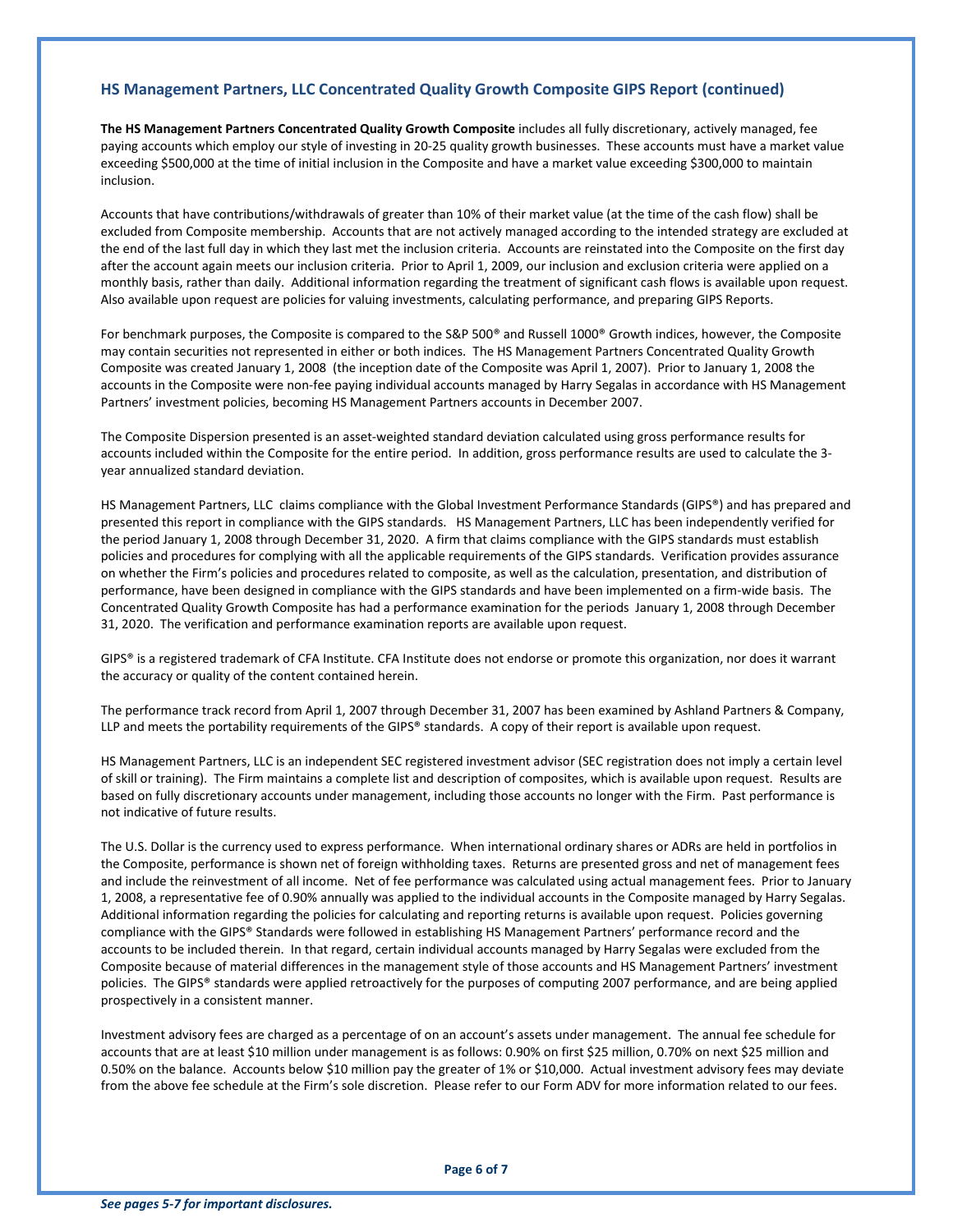## HS Management Partners, LLC Concentrated Quality Growth Composite GIPS Report (continued)

**The HS Management Partners Concentrated Quality Growth Composite** includes all fully discretionary, actively managed, fee paying accounts which employ our style of investing in 20-25 quality growth businesses. These accounts must have a market value exceeding $500,000 at the time of initial inclusion in the Composite and have a market value exceeding $300,000 to maintain inclusion.

Accounts that have contributions/withdrawals of greater than 10% of their market value (at the time of the cash flow) shall be excluded from Composite membership. Accounts that are not actively managed according to the intended strategy are excluded at the end of the last full day in which they last met the inclusion criteria. Accounts are reinstated into the Composite on the first day after the account again meets our inclusion criteria. Prior to April 1, 2009, our inclusion and exclusion criteria were applied on a monthly basis, rather than daily. Additional information regarding the treatment of significant cash flows is available upon request. Also available upon request are policies for valuing investments, calculating performance, and preparing GIPS Reports.

For benchmark purposes, the Composite is compared to the S&P 500® and Russell 1000® Growth indices, however, the Composite may contain securities not represented in either or both indices. The HS Management Partners Concentrated Quality Growth Composite was created January 1, 2008 (the inception date of the Composite was April 1, 2007). Prior to January 1, 2008 the accounts in the Composite were non-fee paying individual accounts managed by Harry Segalas in accordance with HS Management Partners' investment policies, becoming HS Management Partners accounts in December 2007.

The Composite Dispersion presented is an asset-weighted standard deviation calculated using gross performance results for accounts included within the Composite for the entire period. In addition, gross performance results are used to calculate the 3-year annualized standard deviation.

HS Management Partners, LLC claims compliance with the Global Investment Performance Standards (GIPS®) and has prepared and presented this report in compliance with the GIPS standards. HS Management Partners, LLC has been independently verified for the period January 1, 2008 through December 31, 2020. A firm that claims compliance with the GIPS standards must establish policies and procedures for complying with all the applicable requirements of the GIPS standards. Verification provides assurance on whether the Firm's policies and procedures related to composite, as well as the calculation, presentation, and distribution of performance, have been designed in compliance with the GIPS standards and have been implemented on a firm-wide basis. The Concentrated Quality Growth Composite has had a performance examination for the periods January 1, 2008 through December 31, 2020. The verification and performance examination reports are available upon request.

GIPS® is a registered trademark of CFA Institute. CFA Institute does not endorse or promote this organization, nor does it warrant the accuracy or quality of the content contained herein.

The performance track record from April 1, 2007 through December 31, 2007 has been examined by Ashland Partners & Company, LLP and meets the portability requirements of the GIPS® standards. A copy of their report is available upon request.

HS Management Partners, LLC is an independent SEC registered investment advisor (SEC registration does not imply a certain level of skill or training). The Firm maintains a complete list and description of composites, which is available upon request. Results are based on fully discretionary accounts under management, including those accounts no longer with the Firm. Past performance is not indicative of future results.

The U.S. Dollar is the currency used to express performance. When international ordinary shares or ADRs are held in portfolios in the Composite, performance is shown net of foreign withholding taxes. Returns are presented gross and net of management fees and include the reinvestment of all income. Net of fee performance was calculated using actual management fees. Prior to January 1, 2008, a representative fee of 0.90% annually was applied to the individual accounts in the Composite managed by Harry Segalas. Additional information regarding the policies for calculating and reporting returns is available upon request. Policies governing compliance with the GIPS® Standards were followed in establishing HS Management Partners' performance record and the accounts to be included therein. In that regard, certain individual accounts managed by Harry Segalas were excluded from the Composite because of material differences in the management style of those accounts and HS Management Partners' investment policies. The GIPS® standards were applied retroactively for the purposes of computing 2007 performance, and are being applied prospectively in a consistent manner.

Investment advisory fees are charged as a percentage of on an account's assets under management. The annual fee schedule for accounts that are at least $10 million under management is as follows: 0.90% on first $25 million, 0.70% on next $25 million and 0.50% on the balance. Accounts below $10 million pay the greater of 1% or $10,000. Actual investment advisory fees may deviate from the above fee schedule at the Firm's sole discretion. Please refer to our Form ADV for more information related to our fees.

*See pages 5-7 for important disclosures.*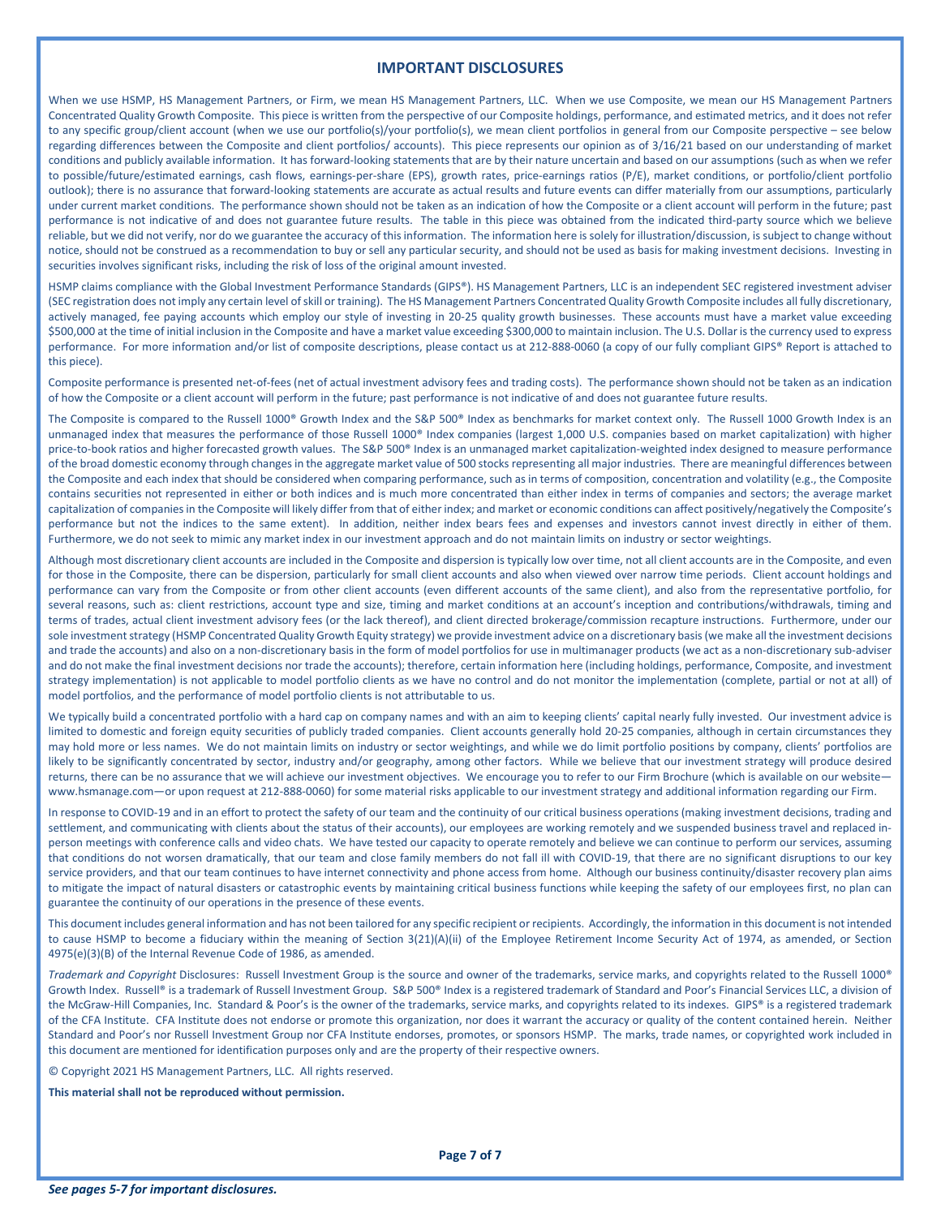## IMPORTANT DISCLOSURES

When we use HSMP, HS Management Partners, or Firm, we mean HS Management Partners, LLC. When we use Composite, we mean our HS Management Partners Concentrated Quality Growth Composite. This piece is written from the perspective of our Composite holdings, performance, and estimated metrics, and it does not refer to any specific group/client account (when we use our portfolio(s)/your portfolio(s), we mean client portfolios in general from our Composite perspective – see below regarding differences between the Composite and client portfolios/ accounts). This piece represents our opinion as of 3/16/21 based on our understanding of market conditions and publicly available information. It has forward-looking statements that are by their nature uncertain and based on our assumptions (such as when we refer to possible/future/estimated earnings, cash flows, earnings-per-share (EPS), growth rates, price-earnings ratios (P/E), market conditions, or portfolio/client portfolio outlook); there is no assurance that forward-looking statements are accurate as actual results and future events can differ materially from our assumptions, particularly under current market conditions. The performance shown should not be taken as an indication of how the Composite or a client account will perform in the future; past performance is not indicative of and does not guarantee future results. The table in this piece was obtained from the indicated third-party source which we believe reliable, but we did not verify, nor do we guarantee the accuracy of this information. The information here is solely for illustration/discussion, is subject to change without notice, should not be construed as a recommendation to buy or sell any particular security, and should not be used as basis for making investment decisions. Investing in securities involves significant risks, including the risk of loss of the original amount invested.

HSMP claims compliance with the Global Investment Performance Standards (GIPS®). HS Management Partners, LLC is an independent SEC registered investment adviser (SEC registration does not imply any certain level of skill or training). The HS Management Partners Concentrated Quality Growth Composite includes all fully discretionary, actively managed, fee paying accounts which employ our style of investing in 20-25 quality growth businesses. These accounts must have a market value exceeding $500,000 at the time of initial inclusion in the Composite and have a market value exceeding $300,000 to maintain inclusion. The U.S. Dollar is the currency used to express performance. For more information and/or list of composite descriptions, please contact us at 212-888-0060 (a copy of our fully compliant GIPS® Report is attached to this piece).

Composite performance is presented net-of-fees (net of actual investment advisory fees and trading costs). The performance shown should not be taken as an indication of how the Composite or a client account will perform in the future; past performance is not indicative of and does not guarantee future results.

The Composite is compared to the Russell 1000® Growth Index and the S&P 500® Index as benchmarks for market context only. The Russell 1000 Growth Index is an unmanaged index that measures the performance of those Russell 1000® Index companies (largest 1,000 U.S. companies based on market capitalization) with higher price-to-book ratios and higher forecasted growth values. The S&P 500® Index is an unmanaged market capitalization-weighted index designed to measure performance of the broad domestic economy through changes in the aggregate market value of 500 stocks representing all major industries. There are meaningful differences between the Composite and each index that should be considered when comparing performance, such as in terms of composition, concentration and volatility (e.g., the Composite contains securities not represented in either or both indices and is much more concentrated than either index in terms of companies and sectors; the average market capitalization of companies in the Composite will likely differ from that of either index; and market or economic conditions can affect positively/negatively the Composite's performance but not the indices to the same extent). In addition, neither index bears fees and expenses and investors cannot invest directly in either of them. Furthermore, we do not seek to mimic any market index in our investment approach and do not maintain limits on industry or sector weightings.

Although most discretionary client accounts are included in the Composite and dispersion is typically low over time, not all client accounts are in the Composite, and even for those in the Composite, there can be dispersion, particularly for small client accounts and also when viewed over narrow time periods. Client account holdings and performance can vary from the Composite or from other client accounts (even different accounts of the same client), and also from the representative portfolio, for several reasons, such as: client restrictions, account type and size, timing and market conditions at an account's inception and contributions/withdrawals, timing and terms of trades, actual client investment advisory fees (or the lack thereof), and client directed brokerage/commission recapture instructions. Furthermore, under our sole investment strategy (HSMP Concentrated Quality Growth Equity strategy) we provide investment advice on a discretionary basis (we make all the investment decisions and trade the accounts) and also on a non-discretionary basis in the form of model portfolios for use in multimanager products (we act as a non-discretionary sub-adviser and do not make the final investment decisions nor trade the accounts); therefore, certain information here (including holdings, performance, Composite, and investment strategy implementation) is not applicable to model portfolio clients as we have no control and do not monitor the implementation (complete, partial or not at all) of model portfolios, and the performance of model portfolio clients is not attributable to us.

We typically build a concentrated portfolio with a hard cap on company names and with an aim to keeping clients' capital nearly fully invested. Our investment advice is limited to domestic and foreign equity securities of publicly traded companies. Client accounts generally hold 20-25 companies, although in certain circumstances they may hold more or less names. We do not maintain limits on industry or sector weightings, and while we do limit portfolio positions by company, clients' portfolios are likely to be significantly concentrated by sector, industry and/or geography, among other factors. While we believe that our investment strategy will produce desired returns, there can be no assurance that we will achieve our investment objectives. We encourage you to refer to our Firm Brochure (which is available on our website—www.hsmanage.com—or upon request at 212-888-0060) for some material risks applicable to our investment strategy and additional information regarding our Firm.

In response to COVID-19 and in an effort to protect the safety of our team and the continuity of our critical business operations (making investment decisions, trading and settlement, and communicating with clients about the status of their accounts), our employees are working remotely and we suspended business travel and replaced in-person meetings with conference calls and video chats. We have tested our capacity to operate remotely and believe we can continue to perform our services, assuming that conditions do not worsen dramatically, that our team and close family members do not fall ill with COVID-19, that there are no significant disruptions to our key service providers, and that our team continues to have internet connectivity and phone access from home. Although our business continuity/disaster recovery plan aims to mitigate the impact of natural disasters or catastrophic events by maintaining critical business functions while keeping the safety of our employees first, no plan can guarantee the continuity of our operations in the presence of these events.

This document includes general information and has not been tailored for any specific recipient or recipients. Accordingly, the information in this document is not intended to cause HSMP to become a fiduciary within the meaning of Section 3(21)(A)(ii) of the Employee Retirement Income Security Act of 1974, as amended, or Section 4975(e)(3)(B) of the Internal Revenue Code of 1986, as amended.

*Trademark and Copyright* Disclosures: Russell Investment Group is the source and owner of the trademarks, service marks, and copyrights related to the Russell 1000® Growth Index. Russell® is a trademark of Russell Investment Group. S&P 500® Index is a registered trademark of Standard and Poor's Financial Services LLC, a division of the McGraw-Hill Companies, Inc. Standard & Poor's is the owner of the trademarks, service marks, and copyrights related to its indexes. GIPS® is a registered trademark of the CFA Institute. CFA Institute does not endorse or promote this organization, nor does it warrant the accuracy or quality of the content contained herein. Neither Standard and Poor's nor Russell Investment Group nor CFA Institute endorses, promotes, or sponsors HSMP. The marks, trade names, or copyrighted work included in this document are mentioned for identification purposes only and are the property of their respective owners.

© Copyright 2021 HS Management Partners, LLC. All rights reserved.

**This material shall not be reproduced without permission.**

***See pages 5-7 for important disclosures.***